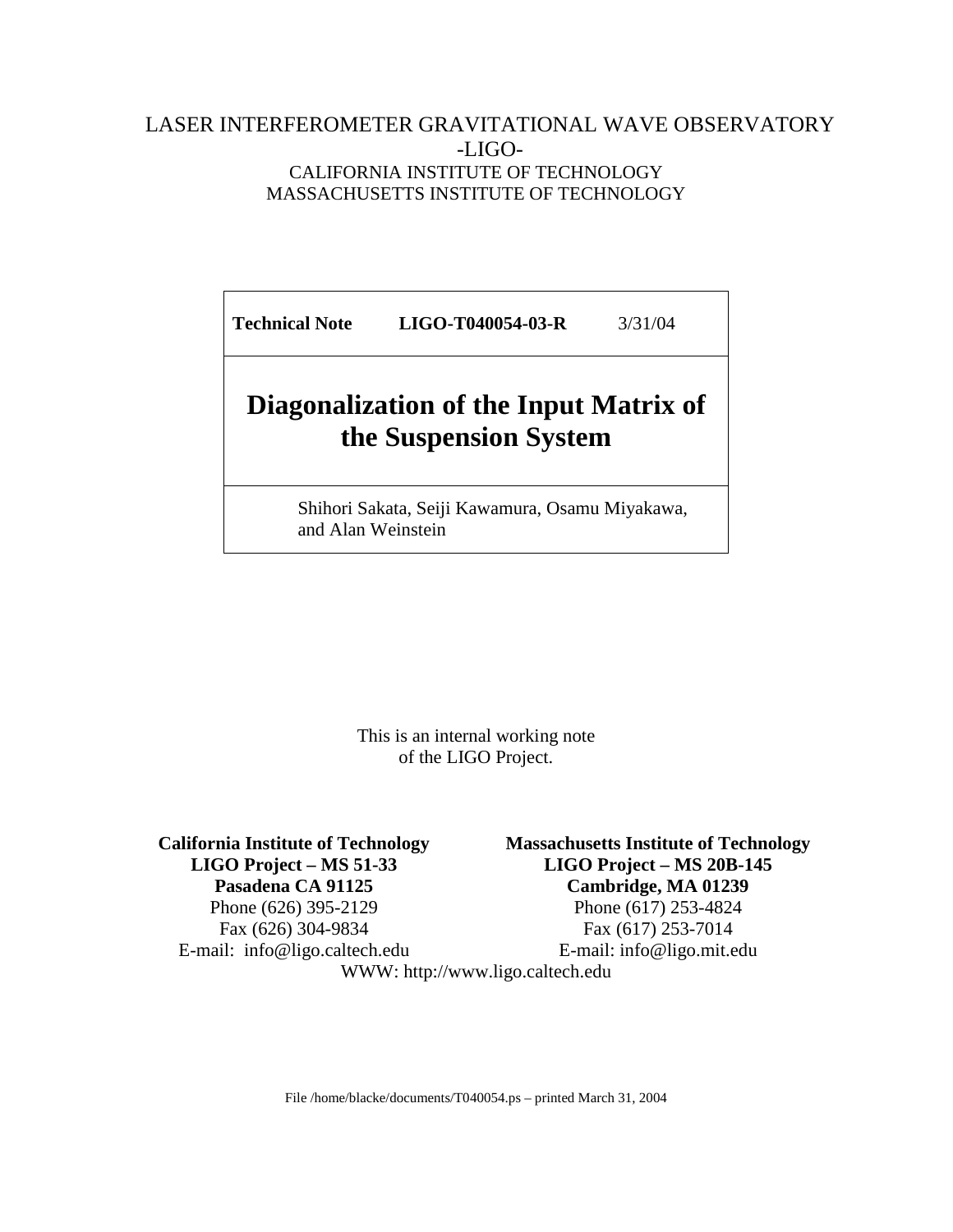LASER INTERFEROMETER GRAVITATIONAL WAVE OBSERVATORY
-LIGO-
CALIFORNIA INSTITUTE OF TECHNOLOGY
MASSACHUSETTS INSTITUTE OF TECHNOLOGY

| **Technical Note** | **LIGO-T040054-03-R** | 3/31/04 |
|---|---|---|

# Diagonalization of the Input Matrix of the Suspension System

Shihori Sakata, Seiji Kawamura, Osamu Miyakawa, and Alan Weinstein

This is an internal working note of the LIGO Project.

**California Institute of Technology**
**LIGO Project – MS 51-33**
**Pasadena CA 91125**
Phone (626) 395-2129
Fax (626) 304-9834
E-mail: info@ligo.caltech.edu

**Massachusetts Institute of Technology**
**LIGO Project – MS 20B-145**
**Cambridge, MA 01239**
Phone (617) 253-4824
Fax (617) 253-7014
E-mail: info@ligo.mit.edu

WWW: http://www.ligo.caltech.edu

File /home/blacke/documents/T040054.ps – printed March 31, 2004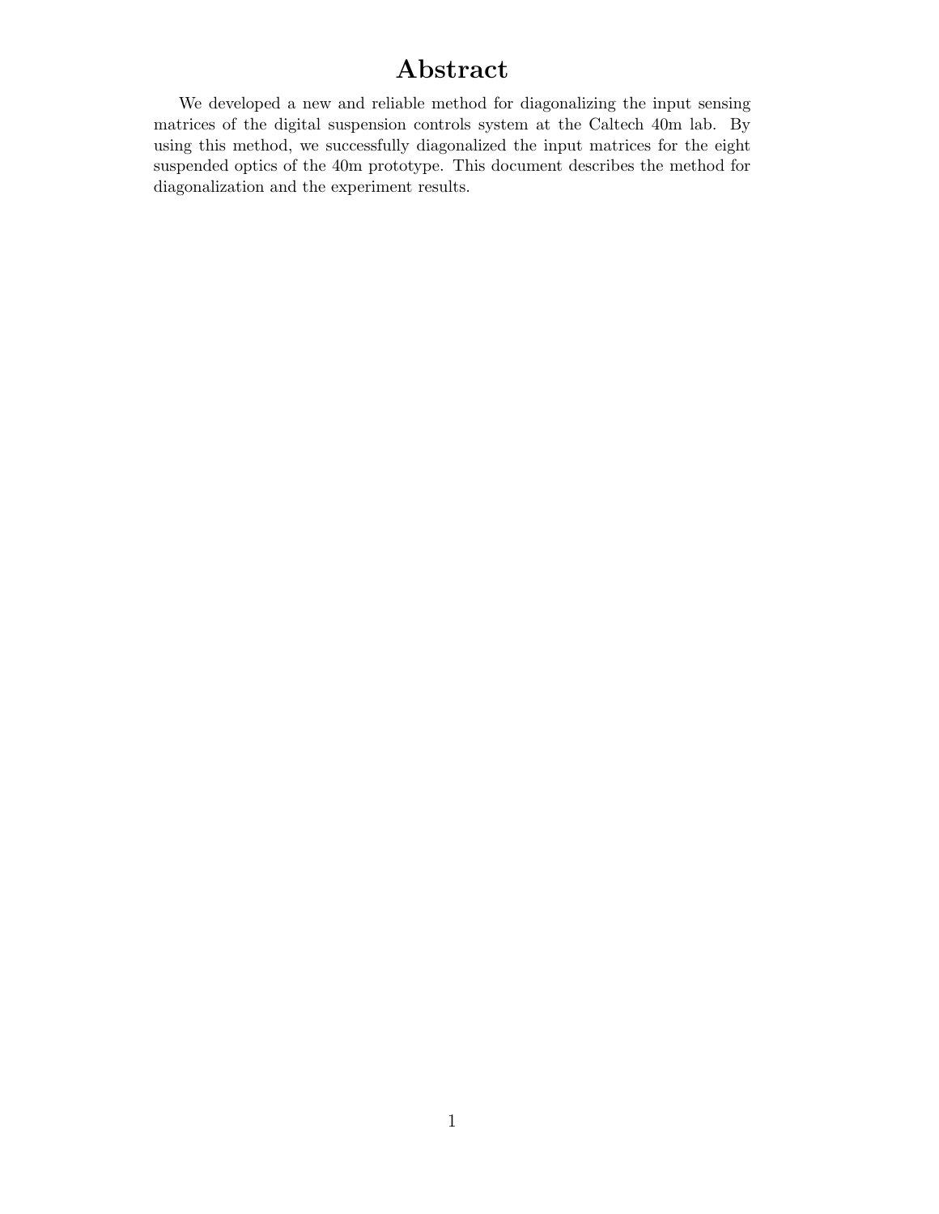# Abstract

We developed a new and reliable method for diagonalizing the input sensing matrices of the digital suspension controls system at the Caltech 40m lab. By using this method, we successfully diagonalized the input matrices for the eight suspended optics of the 40m prototype. This document describes the method for diagonalization and the experiment results.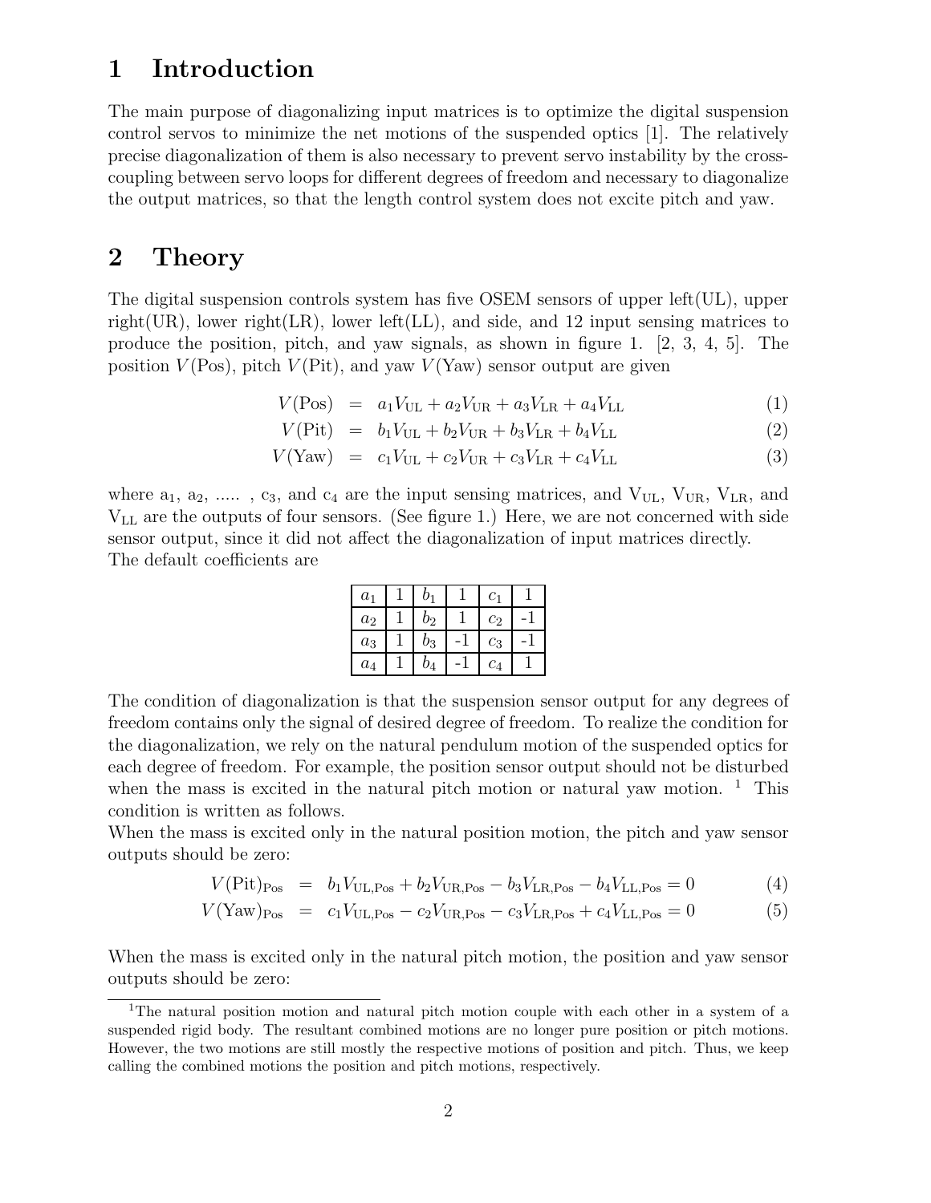# 1 Introduction

The main purpose of diagonalizing input matrices is to optimize the digital suspension control servos to minimize the net motions of the suspended optics [1]. The relatively precise diagonalization of them is also necessary to prevent servo instability by the cross-coupling between servo loops for different degrees of freedom and necessary to diagonalize the output matrices, so that the length control system does not excite pitch and yaw.

# 2 Theory

The digital suspension controls system has five OSEM sensors of upper left(UL), upper right(UR), lower right(LR), lower left(LL), and side, and 12 input sensing matrices to produce the position, pitch, and yaw signals, as shown in figure 1. [2, 3, 4, 5]. The position $V(\text{Pos})$, pitch $V(\text{Pit})$, and yaw $V(\text{Yaw})$ sensor output are given

$$V(\text{Pos}) = a_1 V_{\text{UL}} + a_2 V_{\text{UR}} + a_3 V_{\text{LR}} + a_4 V_{\text{LL}} \tag{1}$$

$$V(\text{Pit}) = b_1 V_{\text{UL}} + b_2 V_{\text{UR}} + b_3 V_{\text{LR}} + b_4 V_{\text{LL}} \tag{2}$$

$$V(\text{Yaw}) = c_1 V_{\text{UL}} + c_2 V_{\text{UR}} + c_3 V_{\text{LR}} + c_4 V_{\text{LL}} \tag{3}$$

where $a_1$, $a_2$, ..... , $c_3$, and $c_4$ are the input sensing matrices, and $V_{\text{UL}}$, $V_{\text{UR}}$, $V_{\text{LR}}$, and $V_{\text{LL}}$ are the outputs of four sensors. (See figure 1.) Here, we are not concerned with side sensor output, since it did not affect the diagonalization of input matrices directly.
The default coefficients are

| | | | | | |
|---|---|---|---|---|---|
| $a_1$ | 1 | $b_1$ | 1 | $c_1$ | 1 |
| $a_2$ | 1 | $b_2$ | 1 | $c_2$ | -1 |
| $a_3$ | 1 | $b_3$ | -1 | $c_3$ | -1 |
| $a_4$ | 1 | $b_4$ | -1 | $c_4$ | 1 |

The condition of diagonalization is that the suspension sensor output for any degrees of freedom contains only the signal of desired degree of freedom. To realize the condition for the diagonalization, we rely on the natural pendulum motion of the suspended optics for each degree of freedom. For example, the position sensor output should not be disturbed when the mass is excited in the natural pitch motion or natural yaw motion. [1] This condition is written as follows.
When the mass is excited only in the natural position motion, the pitch and yaw sensor outputs should be zero:

$$V(\text{Pit})_{\text{Pos}} = b_1 V_{\text{UL,Pos}} + b_2 V_{\text{UR,Pos}} - b_3 V_{\text{LR,Pos}} - b_4 V_{\text{LL,Pos}} = 0 \tag{4}$$

$$V(\text{Yaw})_{\text{Pos}} = c_1 V_{\text{UL,Pos}} - c_2 V_{\text{UR,Pos}} - c_3 V_{\text{LR,Pos}} + c_4 V_{\text{LL,Pos}} = 0 \tag{5}$$

When the mass is excited only in the natural pitch motion, the position and yaw sensor outputs should be zero:

[1] The natural position motion and natural pitch motion couple with each other in a system of a suspended rigid body. The resultant combined motions are no longer pure position or pitch motions. However, the two motions are still mostly the respective motions of position and pitch. Thus, we keep calling the combined motions the position and pitch motions, respectively.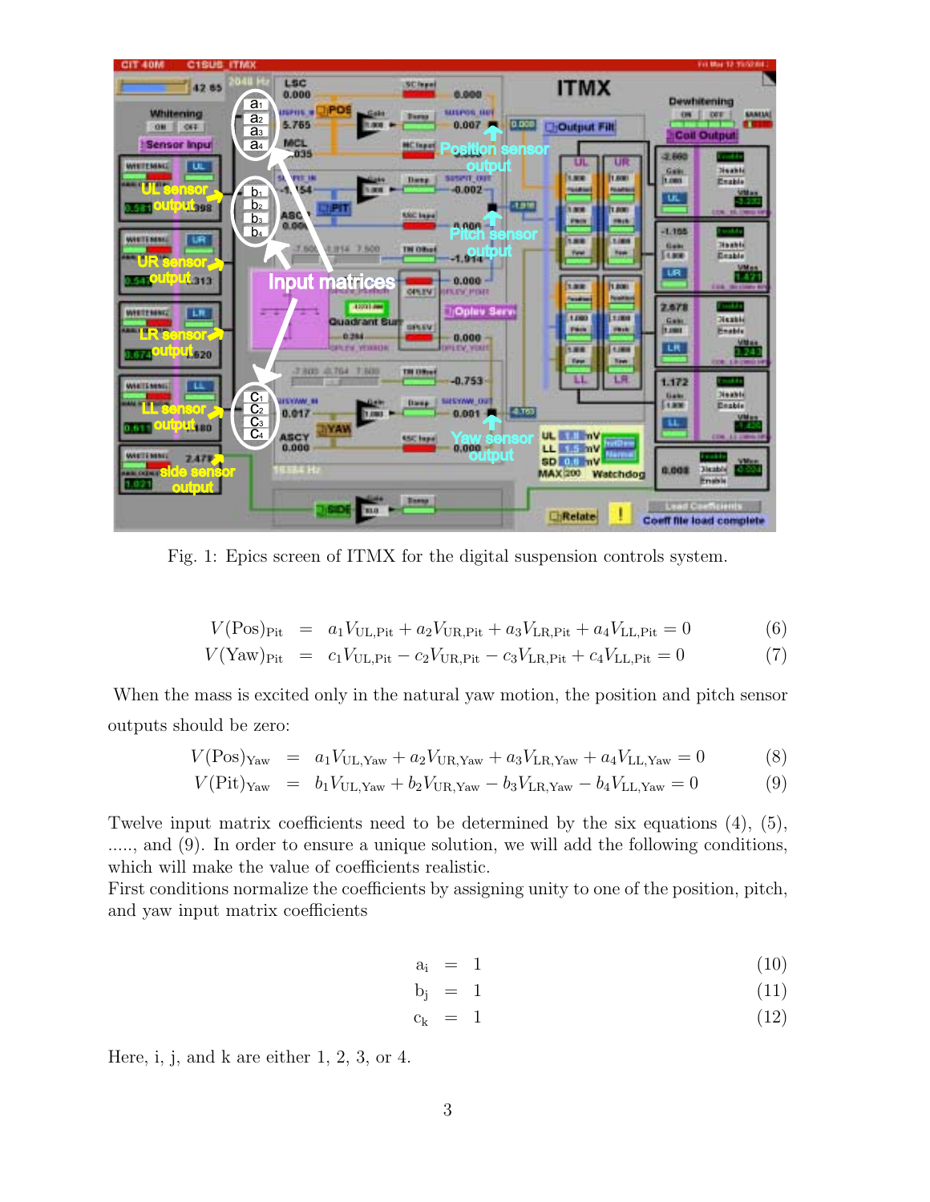Fig. 1: Epics screen of ITMX for the digital suspension controls system.

$$V(\text{Pos})_{\text{Pit}} = a_1 V_{\text{UL,Pit}} + a_2 V_{\text{UR,Pit}} + a_3 V_{\text{LR,Pit}} + a_4 V_{\text{LL,Pit}} = 0 \quad (6)$$

$$V(\text{Yaw})_{\text{Pit}} = c_1 V_{\text{UL,Pit}} - c_2 V_{\text{UR,Pit}} - c_3 V_{\text{LR,Pit}} + c_4 V_{\text{LL,Pit}} = 0 \quad (7)$$

When the mass is excited only in the natural yaw motion, the position and pitch sensor outputs should be zero:

$$V(\text{Pos})_{\text{Yaw}} = a_1 V_{\text{UL,Yaw}} + a_2 V_{\text{UR,Yaw}} + a_3 V_{\text{LR,Yaw}} + a_4 V_{\text{LL,Yaw}} = 0 \quad (8)$$

$$V(\text{Pit})_{\text{Yaw}} = b_1 V_{\text{UL,Yaw}} + b_2 V_{\text{UR,Yaw}} - b_3 V_{\text{LR,Yaw}} - b_4 V_{\text{LL,Yaw}} = 0 \quad (9)$$

Twelve input matrix coefficients need to be determined by the six equations (4), (5), ....., and (9). In order to ensure a unique solution, we will add the following conditions, which will make the value of coefficients realistic.
First conditions normalize the coefficients by assigning unity to one of the position, pitch, and yaw input matrix coefficients

$$\text{a}_\text{i} = 1 \quad (10)$$

$$\text{b}_\text{j} = 1 \quad (11)$$

$$\text{c}_\text{k} = 1 \quad (12)$$

Here, i, j, and k are either 1, 2, 3, or 4.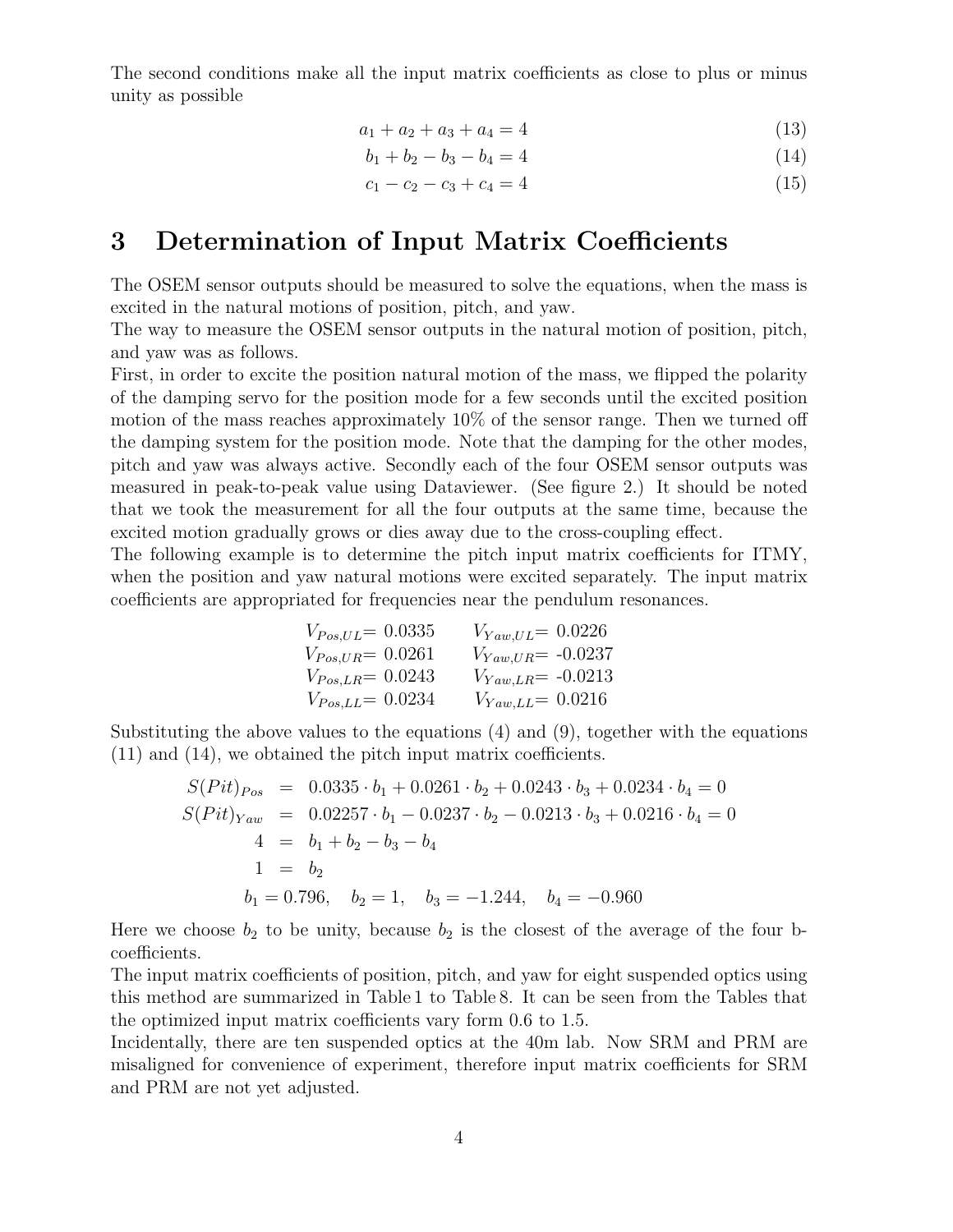The second conditions make all the input matrix coefficients as close to plus or minus unity as possible

$$a_1 + a_2 + a_3 + a_4 = 4 \tag{13}$$

$$b_1 + b_2 - b_3 - b_4 = 4 \tag{14}$$

$$c_1 - c_2 - c_3 + c_4 = 4 \tag{15}$$

# 3 Determination of Input Matrix Coefficients

The OSEM sensor outputs should be measured to solve the equations, when the mass is excited in the natural motions of position, pitch, and yaw.

The way to measure the OSEM sensor outputs in the natural motion of position, pitch, and yaw was as follows.

First, in order to excite the position natural motion of the mass, we flipped the polarity of the damping servo for the position mode for a few seconds until the excited position motion of the mass reaches approximately 10% of the sensor range. Then we turned off the damping system for the position mode. Note that the damping for the other modes, pitch and yaw was always active. Secondly each of the four OSEM sensor outputs was measured in peak-to-peak value using Dataviewer. (See figure 2.) It should be noted that we took the measurement for all the four outputs at the same time, because the excited motion gradually grows or dies away due to the cross-coupling effect.

The following example is to determine the pitch input matrix coefficients for ITMY, when the position and yaw natural motions were excited separately. The input matrix coefficients are appropriated for frequencies near the pendulum resonances.

$V_{Pos,UL}$= 0.0335 $\quad$ $V_{Yaw,UL}$= 0.0226
$V_{Pos,UR}$= 0.0261 $\quad$ $V_{Yaw,UR}$= -0.0237
$V_{Pos,LR}$= 0.0243 $\quad$ $V_{Yaw,LR}$= -0.0213
$V_{Pos,LL}$= 0.0234 $\quad$ $V_{Yaw,LL}$= 0.0216

Substituting the above values to the equations (4) and (9), together with the equations (11) and (14), we obtained the pitch input matrix coefficients.

$$\begin{aligned}
S(Pit)_{Pos} &= 0.0335 \cdot b_1 + 0.0261 \cdot b_2 + 0.0243 \cdot b_3 + 0.0234 \cdot b_4 = 0 \\
S(Pit)_{Yaw} &= 0.02257 \cdot b_1 - 0.0237 \cdot b_2 - 0.0213 \cdot b_3 + 0.0216 \cdot b_4 = 0 \\
4 &= b_1 + b_2 - b_3 - b_4 \\
1 &= b_2
\end{aligned}$$

$$b_1 = 0.796, \quad b_2 = 1, \quad b_3 = -1.244, \quad b_4 = -0.960$$

Here we choose $b_2$ to be unity, because $b_2$ is the closest of the average of the four b-coefficients.

The input matrix coefficients of position, pitch, and yaw for eight suspended optics using this method are summarized in Table 1 to Table 8. It can be seen from the Tables that the optimized input matrix coefficients vary form 0.6 to 1.5.

Incidentally, there are ten suspended optics at the 40m lab. Now SRM and PRM are misaligned for convenience of experiment, therefore input matrix coefficients for SRM and PRM are not yet adjusted.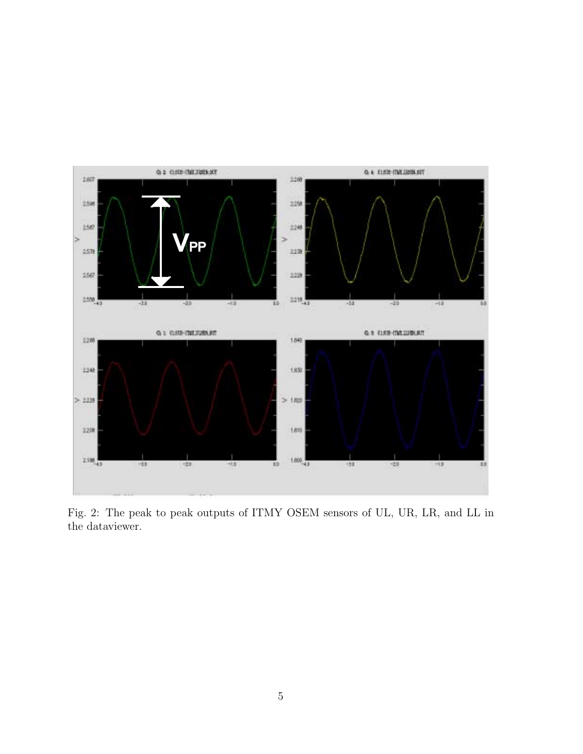Fig. 2: The peak to peak outputs of ITMY OSEM sensors of UL, UR, LR, and LL in the dataviewer.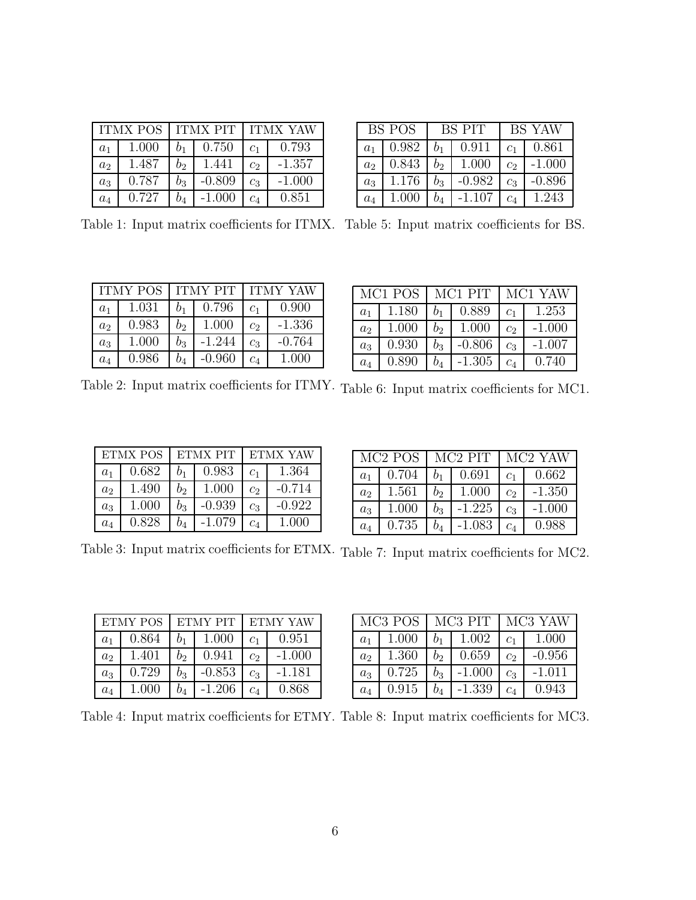| ITMX POS | | ITMX PIT | | ITMX YAW | |
|---|---|---|---|---|---|
| $a_1$ | 1.000 | $b_1$ | 0.750 | $c_1$ | 0.793 |
| $a_2$ | 1.487 | $b_2$ | 1.441 | $c_2$ | -1.357 |
| $a_3$ | 0.787 | $b_3$ | -0.809 | $c_3$ | -1.000 |
| $a_4$ | 0.727 | $b_4$ | -1.000 | $c_4$ | 0.851 |

Table 1: Input matrix coefficients for ITMX.

| ITMY POS | | ITMY PIT | | ITMY YAW | |
|---|---|---|---|---|---|
| $a_1$ | 1.031 | $b_1$ | 0.796 | $c_1$ | 0.900 |
| $a_2$ | 0.983 | $b_2$ | 1.000 | $c_2$ | -1.336 |
| $a_3$ | 1.000 | $b_3$ | -1.244 | $c_3$ | -0.764 |
| $a_4$ | 0.986 | $b_4$ | -0.960 | $c_4$ | 1.000 |

Table 2: Input matrix coefficients for ITMY.

| ETMX POS | | ETMX PIT | | ETMX YAW | |
|---|---|---|---|---|---|
| $a_1$ | 0.682 | $b_1$ | 0.983 | $c_1$ | 1.364 |
| $a_2$ | 1.490 | $b_2$ | 1.000 | $c_2$ | -0.714 |
| $a_3$ | 1.000 | $b_3$ | -0.939 | $c_3$ | -0.922 |
| $a_4$ | 0.828 | $b_4$ | -1.079 | $c_4$ | 1.000 |

Table 3: Input matrix coefficients for ETMX.

| ETMY POS | | ETMY PIT | | ETMY YAW | |
|---|---|---|---|---|---|
| $a_1$ | 0.864 | $b_1$ | 1.000 | $c_1$ | 0.951 |
| $a_2$ | 1.401 | $b_2$ | 0.941 | $c_2$ | -1.000 |
| $a_3$ | 0.729 | $b_3$ | -0.853 | $c_3$ | -1.181 |
| $a_4$ | 1.000 | $b_4$ | -1.206 | $c_4$ | 0.868 |

Table 4: Input matrix coefficients for ETMY.

| BS POS | | BS PIT | | BS YAW | |
|---|---|---|---|---|---|
| $a_1$ | 0.982 | $b_1$ | 0.911 | $c_1$ | 0.861 |
| $a_2$ | 0.843 | $b_2$ | 1.000 | $c_2$ | -1.000 |
| $a_3$ | 1.176 | $b_3$ | -0.982 | $c_3$ | -0.896 |
| $a_4$ | 1.000 | $b_4$ | -1.107 | $c_4$ | 1.243 |

Table 5: Input matrix coefficients for BS.

| MC1 POS | | MC1 PIT | | MC1 YAW | |
|---|---|---|---|---|---|
| $a_1$ | 1.180 | $b_1$ | 0.889 | $c_1$ | 1.253 |
| $a_2$ | 1.000 | $b_2$ | 1.000 | $c_2$ | -1.000 |
| $a_3$ | 0.930 | $b_3$ | -0.806 | $c_3$ | -1.007 |
| $a_4$ | 0.890 | $b_4$ | -1.305 | $c_4$ | 0.740 |

Table 6: Input matrix coefficients for MC1.

| MC2 POS | | MC2 PIT | | MC2 YAW | |
|---|---|---|---|---|---|
| $a_1$ | 0.704 | $b_1$ | 0.691 | $c_1$ | 0.662 |
| $a_2$ | 1.561 | $b_2$ | 1.000 | $c_2$ | -1.350 |
| $a_3$ | 1.000 | $b_3$ | -1.225 | $c_3$ | -1.000 |
| $a_4$ | 0.735 | $b_4$ | -1.083 | $c_4$ | 0.988 |

Table 7: Input matrix coefficients for MC2.

| MC3 POS | | MC3 PIT | | MC3 YAW | |
|---|---|---|---|---|---|
| $a_1$ | 1.000 | $b_1$ | 1.002 | $c_1$ | 1.000 |
| $a_2$ | 1.360 | $b_2$ | 0.659 | $c_2$ | -0.956 |
| $a_3$ | 0.725 | $b_3$ | -1.000 | $c_3$ | -1.011 |
| $a_4$ | 0.915 | $b_4$ | -1.339 | $c_4$ | 0.943 |

Table 8: Input matrix coefficients for MC3.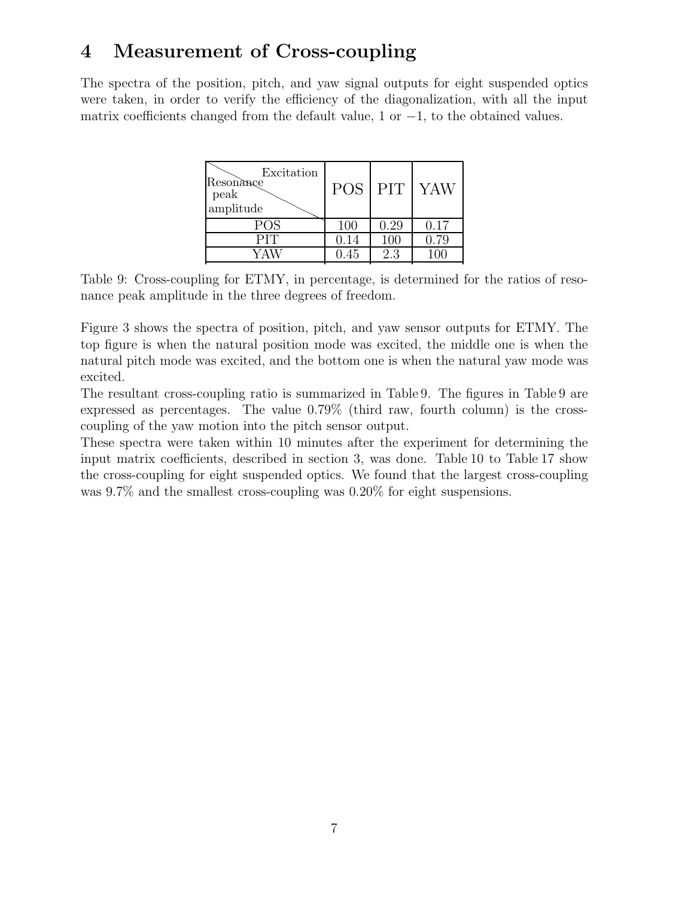## 4 Measurement of Cross-coupling

The spectra of the position, pitch, and yaw signal outputs for eight suspended optics were taken, in order to verify the efficiency of the diagonalization, with all the input matrix coefficients changed from the default value, 1 or $-1$, to the obtained values.

| Excitation / Resonance peak amplitude | POS | PIT | YAW |
|---|---|---|---|
| POS | 100 | 0.29 | 0.17 |
| PIT | 0.14 | 100 | 0.79 |
| YAW | 0.45 | 2.3 | 100 |

Table 9: Cross-coupling for ETMY, in percentage, is determined for the ratios of resonance peak amplitude in the three degrees of freedom.

Figure 3 shows the spectra of position, pitch, and yaw sensor outputs for ETMY. The top figure is when the natural position mode was excited, the middle one is when the natural pitch mode was excited, and the bottom one is when the natural yaw mode was excited.

The resultant cross-coupling ratio is summarized in Table 9. The figures in Table 9 are expressed as percentages. The value 0.79% (third raw, fourth column) is the cross-coupling of the yaw motion into the pitch sensor output.

These spectra were taken within 10 minutes after the experiment for determining the input matrix coefficients, described in section 3, was done. Table 10 to Table 17 show the cross-coupling for eight suspended optics. We found that the largest cross-coupling was 9.7% and the smallest cross-coupling was 0.20% for eight suspensions.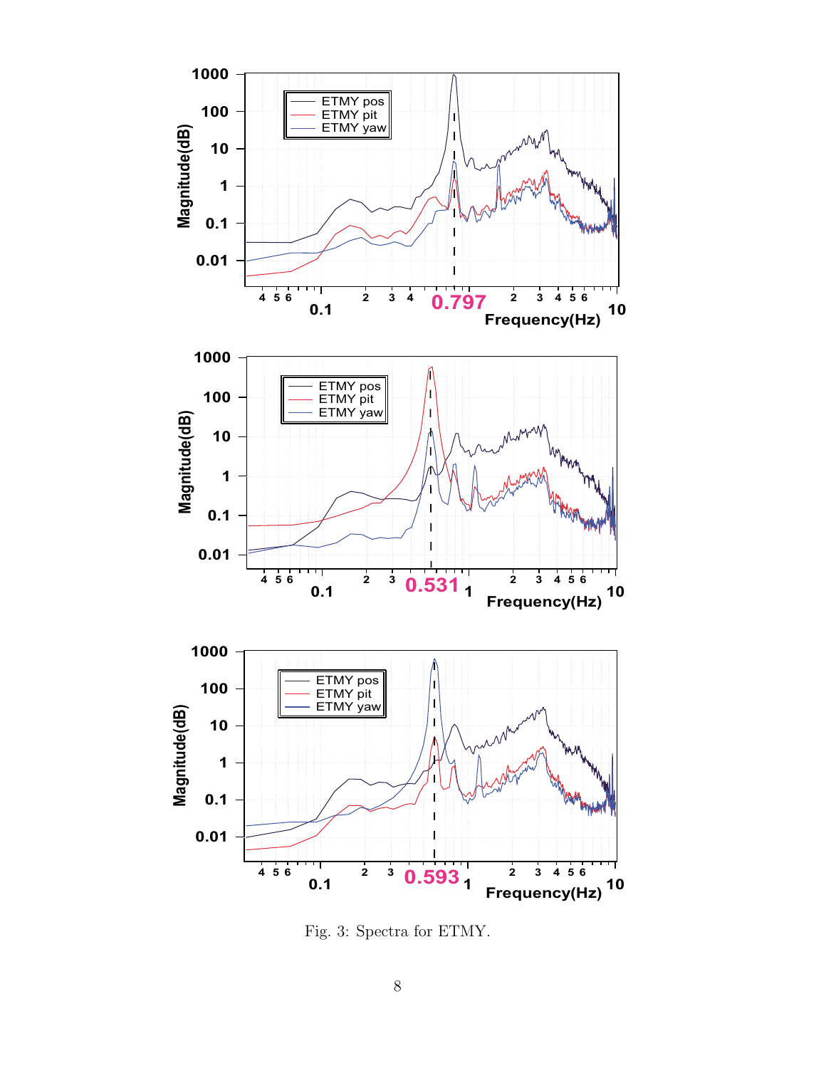Fig. 3: Spectra for ETMY.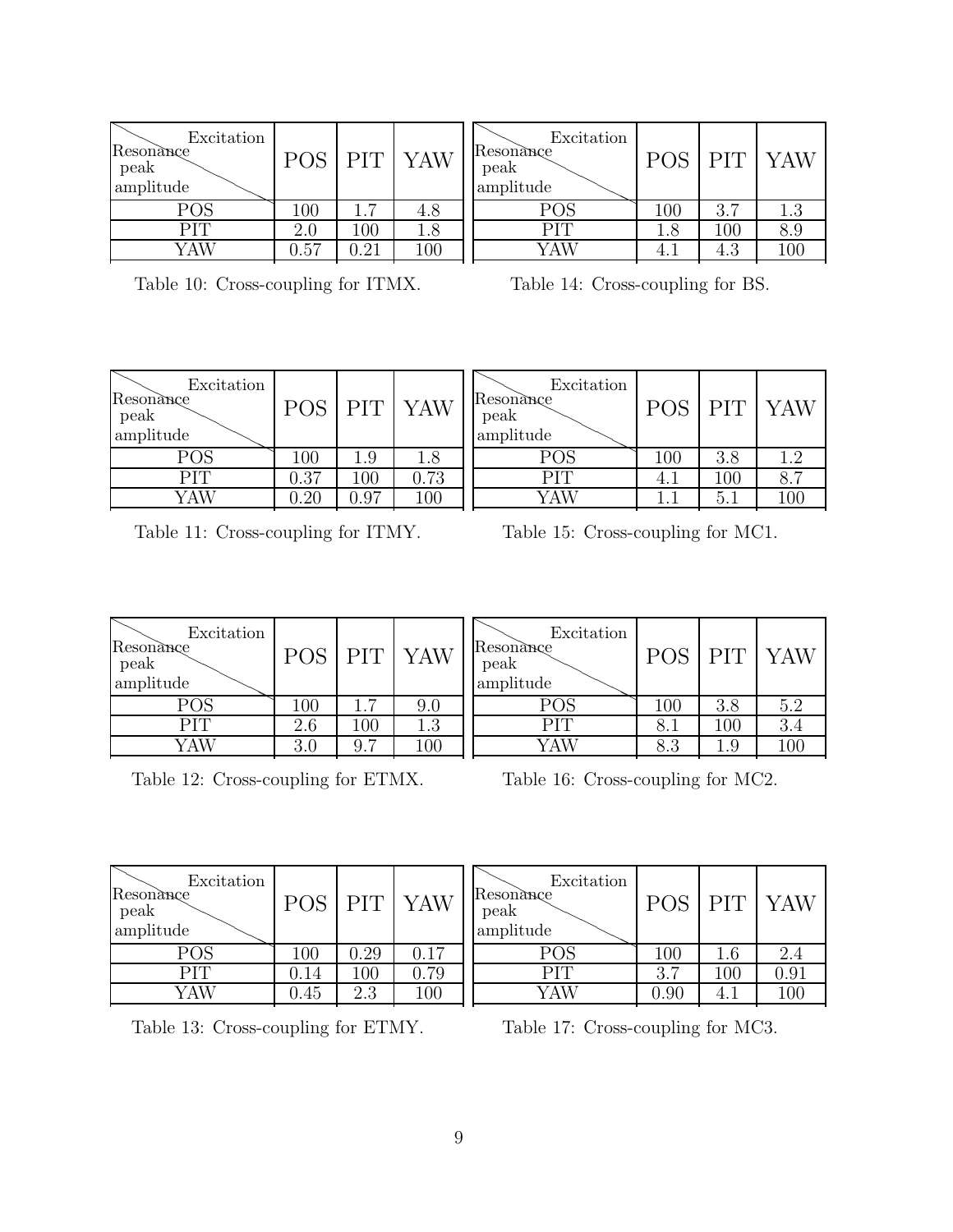| Excitation / Resonance peak amplitude | POS | PIT | YAW |
|---|---|---|---|
| POS | 100 | 1.7 | 4.8 |
| PIT | 2.0 | 100 | 1.8 |
| YAW | 0.57 | 0.21 | 100 |

Table 10: Cross-coupling for ITMX.

| Excitation / Resonance peak amplitude | POS | PIT | YAW |
|---|---|---|---|
| POS | 100 | 1.9 | 1.8 |
| PIT | 0.37 | 100 | 0.73 |
| YAW | 0.20 | 0.97 | 100 |

Table 11: Cross-coupling for ITMY.

| Excitation / Resonance peak amplitude | POS | PIT | YAW |
|---|---|---|---|
| POS | 100 | 1.7 | 9.0 |
| PIT | 2.6 | 100 | 1.3 |
| YAW | 3.0 | 9.7 | 100 |

Table 12: Cross-coupling for ETMX.

| Excitation / Resonance peak amplitude | POS | PIT | YAW |
|---|---|---|---|
| POS | 100 | 0.29 | 0.17 |
| PIT | 0.14 | 100 | 0.79 |
| YAW | 0.45 | 2.3 | 100 |

Table 13: Cross-coupling for ETMY.

| Excitation / Resonance peak amplitude | POS | PIT | YAW |
|---|---|---|---|
| POS | 100 | 3.7 | 1.3 |
| PIT | 1.8 | 100 | 8.9 |
| YAW | 4.1 | 4.3 | 100 |

Table 14: Cross-coupling for BS.

| Excitation / Resonance peak amplitude | POS | PIT | YAW |
|---|---|---|---|
| POS | 100 | 3.8 | 1.2 |
| PIT | 4.1 | 100 | 8.7 |
| YAW | 1.1 | 5.1 | 100 |

Table 15: Cross-coupling for MC1.

| Excitation / Resonance peak amplitude | POS | PIT | YAW |
|---|---|---|---|
| POS | 100 | 3.8 | 5.2 |
| PIT | 8.1 | 100 | 3.4 |
| YAW | 8.3 | 1.9 | 100 |

Table 16: Cross-coupling for MC2.

| Excitation / Resonance peak amplitude | POS | PIT | YAW |
|---|---|---|---|
| POS | 100 | 1.6 | 2.4 |
| PIT | 3.7 | 100 | 0.91 |
| YAW | 0.90 | 4.1 | 100 |

Table 17: Cross-coupling for MC3.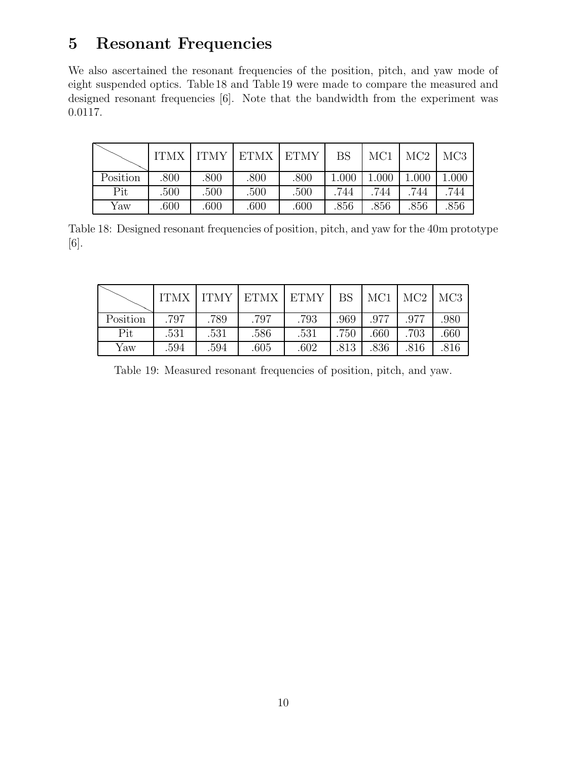# 5 Resonant Frequencies

We also ascertained the resonant frequencies of the position, pitch, and yaw mode of eight suspended optics. Table 18 and Table 19 were made to compare the measured and designed resonant frequencies [6]. Note that the bandwidth from the experiment was 0.0117.

| | ITMX | ITMY | ETMX | ETMY | BS | MC1 | MC2 | MC3 |
|---|---|---|---|---|---|---|---|---|
| Position | .800 | .800 | .800 | .800 | 1.000 | 1.000 | 1.000 | 1.000 |
| Pit | .500 | .500 | .500 | .500 | .744 | .744 | .744 | .744 |
| Yaw | .600 | .600 | .600 | .600 | .856 | .856 | .856 | .856 |

Table 18: Designed resonant frequencies of position, pitch, and yaw for the 40m prototype [6].

| | ITMX | ITMY | ETMX | ETMY | BS | MC1 | MC2 | MC3 |
|---|---|---|---|---|---|---|---|---|
| Position | .797 | .789 | .797 | .793 | .969 | .977 | .977 | .980 |
| Pit | .531 | .531 | .586 | .531 | .750 | .660 | .703 | .660 |
| Yaw | .594 | .594 | .605 | .602 | .813 | .836 | .816 | .816 |

Table 19: Measured resonant frequencies of position, pitch, and yaw.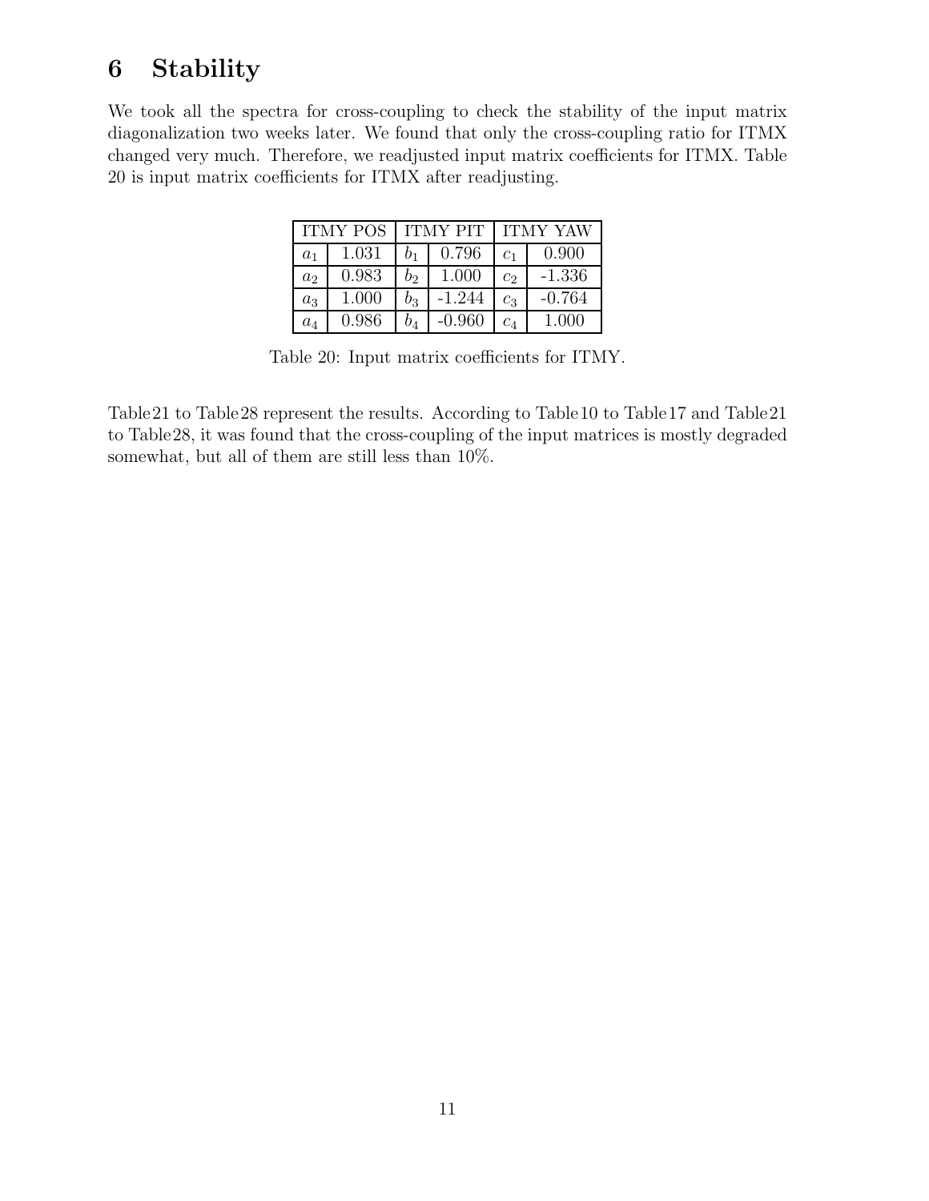# 6 Stability

We took all the spectra for cross-coupling to check the stability of the input matrix diagonalization two weeks later. We found that only the cross-coupling ratio for ITMX changed very much. Therefore, we readjusted input matrix coefficients for ITMX. Table 20 is input matrix coefficients for ITMX after readjusting.

| ITMY POS | | ITMY PIT | | ITMY YAW | |
|---|---|---|---|---|---|
| $a_1$ | 1.031 | $b_1$ | 0.796 | $c_1$ | 0.900 |
| $a_2$ | 0.983 | $b_2$ | 1.000 | $c_2$ | -1.336 |
| $a_3$ | 1.000 | $b_3$ | -1.244 | $c_3$ | -0.764 |
| $a_4$ | 0.986 | $b_4$ | -0.960 | $c_4$ | 1.000 |

Table 20: Input matrix coefficients for ITMY.

Table21 to Table28 represent the results. According to Table10 to Table17 and Table21 to Table28, it was found that the cross-coupling of the input matrices is mostly degraded somewhat, but all of them are still less than 10%.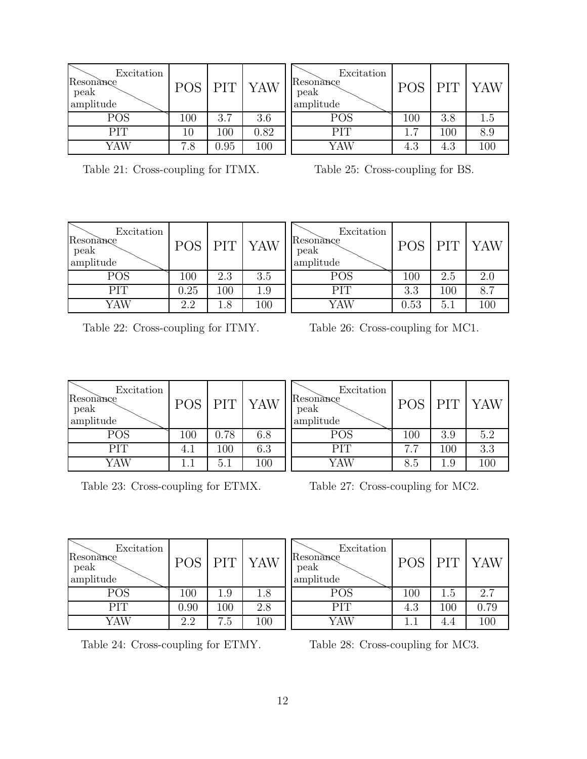| Excitation / Resonance peak amplitude | POS | PIT | YAW |
|---|---|---|---|
| POS | 100 | 3.7 | 3.6 |
| PIT | 10 | 100 | 0.82 |
| YAW | 7.8 | 0.95 | 100 |

Table 21: Cross-coupling for ITMX.

| Excitation / Resonance peak amplitude | POS | PIT | YAW |
|---|---|---|---|
| POS | 100 | 2.3 | 3.5 |
| PIT | 0.25 | 100 | 1.9 |
| YAW | 2.2 | 1.8 | 100 |

Table 22: Cross-coupling for ITMY.

| Excitation / Resonance peak amplitude | POS | PIT | YAW |
|---|---|---|---|
| POS | 100 | 0.78 | 6.8 |
| PIT | 4.1 | 100 | 6.3 |
| YAW | 1.1 | 5.1 | 100 |

Table 23: Cross-coupling for ETMX.

| Excitation / Resonance peak amplitude | POS | PIT | YAW |
|---|---|---|---|
| POS | 100 | 1.9 | 1.8 |
| PIT | 0.90 | 100 | 2.8 |
| YAW | 2.2 | 7.5 | 100 |

Table 24: Cross-coupling for ETMY.

| Excitation / Resonance peak amplitude | POS | PIT | YAW |
|---|---|---|---|
| POS | 100 | 3.8 | 1.5 |
| PIT | 1.7 | 100 | 8.9 |
| YAW | 4.3 | 4.3 | 100 |

Table 25: Cross-coupling for BS.

| Excitation / Resonance peak amplitude | POS | PIT | YAW |
|---|---|---|---|
| POS | 100 | 2.5 | 2.0 |
| PIT | 3.3 | 100 | 8.7 |
| YAW | 0.53 | 5.1 | 100 |

Table 26: Cross-coupling for MC1.

| Excitation / Resonance peak amplitude | POS | PIT | YAW |
|---|---|---|---|
| POS | 100 | 3.9 | 5.2 |
| PIT | 7.7 | 100 | 3.3 |
| YAW | 8.5 | 1.9 | 100 |

Table 27: Cross-coupling for MC2.

| Excitation / Resonance peak amplitude | POS | PIT | YAW |
|---|---|---|---|
| POS | 100 | 1.5 | 2.7 |
| PIT | 4.3 | 100 | 0.79 |
| YAW | 1.1 | 4.4 | 100 |

Table 28: Cross-coupling for MC3.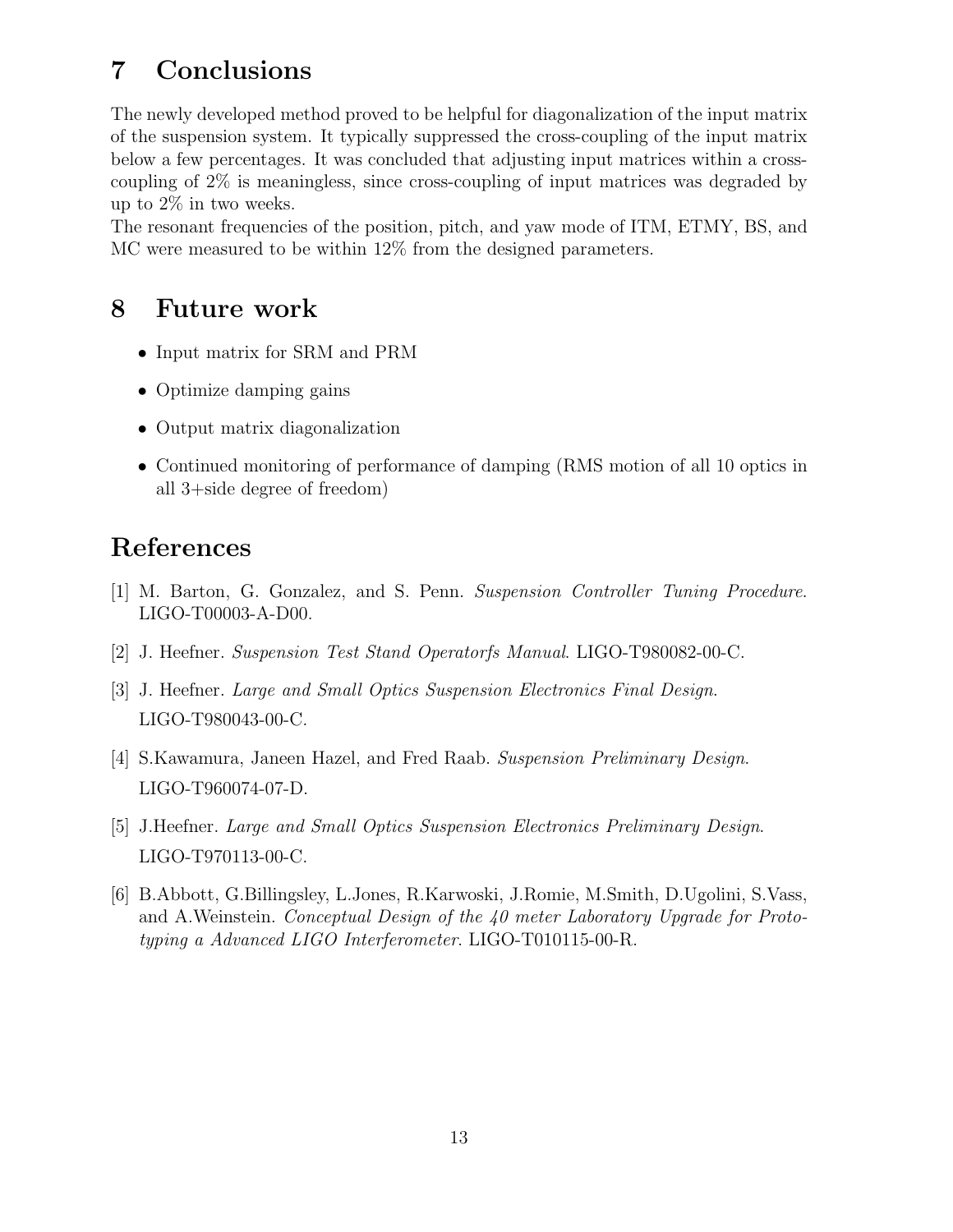# 7 Conclusions

The newly developed method proved to be helpful for diagonalization of the input matrix of the suspension system. It typically suppressed the cross-coupling of the input matrix below a few percentages. It was concluded that adjusting input matrices within a cross-coupling of 2% is meaningless, since cross-coupling of input matrices was degraded by up to 2% in two weeks.
The resonant frequencies of the position, pitch, and yaw mode of ITM, ETMY, BS, and MC were measured to be within 12% from the designed parameters.

# 8 Future work

- Input matrix for SRM and PRM
- Optimize damping gains
- Output matrix diagonalization
- Continued monitoring of performance of damping (RMS motion of all 10 optics in all 3+side degree of freedom)

# References

[1] M. Barton, G. Gonzalez, and S. Penn. *Suspension Controller Tuning Procedure*. LIGO-T00003-A-D00.

[2] J. Heefner. *Suspension Test Stand Operatorfs Manual*. LIGO-T980082-00-C.

[3] J. Heefner. *Large and Small Optics Suspension Electronics Final Design*. LIGO-T980043-00-C.

[4] S.Kawamura, Janeen Hazel, and Fred Raab. *Suspension Preliminary Design*. LIGO-T960074-07-D.

[5] J.Heefner. *Large and Small Optics Suspension Electronics Preliminary Design*. LIGO-T970113-00-C.

[6] B.Abbott, G.Billingsley, L.Jones, R.Karwoski, J.Romie, M.Smith, D.Ugolini, S.Vass, and A.Weinstein. *Conceptual Design of the 40 meter Laboratory Upgrade for Prototyping a Advanced LIGO Interferometer*. LIGO-T010115-00-R.